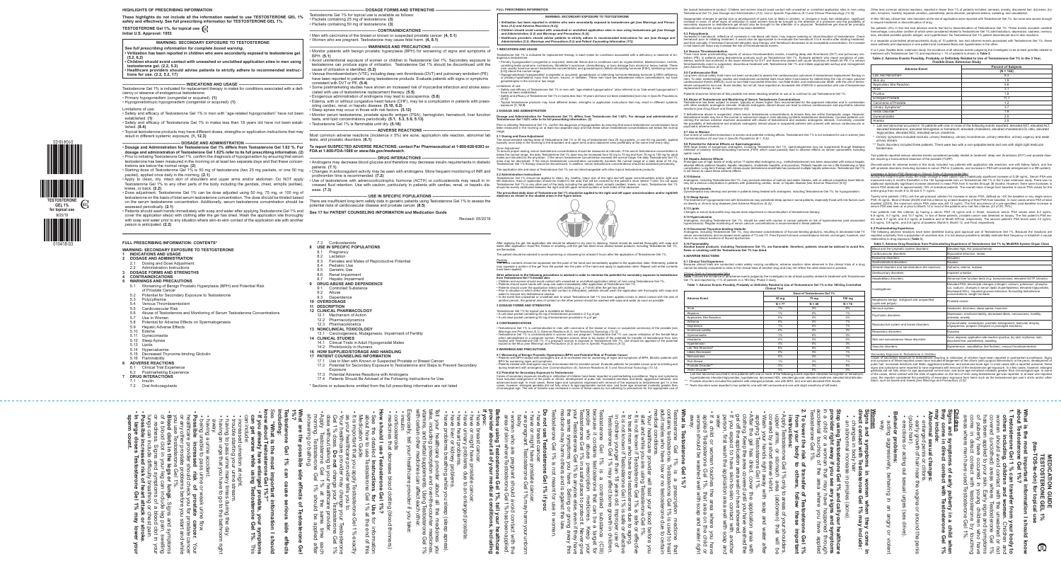# HIGHLIGHTS OF PRESCRIBING INFORMATION

**These highlights do not include all the information needed to use TESTOSTERONE GEL 1% safely and effectively. See full prescribing information for TESTOSTERONE GEL 1%.**

**TESTOSTERONE Gel 1%, for topical use** CIII
**Initial U.S. Approval: 1953**

**WARNING: SECONDARY EXPOSURE TO TESTOSTERONE**
*See full prescribing information for complete boxed warning.*

- **Virilization has been reported in children who were secondarily exposed to testosterone gel. (5.2, 6.2)**
- **Children should avoid contact with unwashed or unclothed application sites in men using testosterone gel. (2.2, 5.2)**
- **Healthcare providers should advise patients to strictly adhere to recommended instructions for use. (2.2, 5.2, 17)**

---------- INDICATIONS AND USAGE ----------

Testosterone Gel 1% is indicated for replacement therapy in males for conditions associated with a deficiency or absence of endogenous testosterone:

- Primary hypogonadism (congenital or acquired). (1)
- Hypogonadotropic hypogonadism (congenital or acquired). (1)

Limitations of use:

- Safety and efficacy of Testosterone Gel 1% in men with "age-related hypogonadism" have not been established. (1)
- Safety and efficacy of Testosterone Gel 1% in males less than 18 years old have not been established. (8.4)
- Topical testosterone products may have different doses, strengths or application instructions that may result in different systemic exposure. (1, 12.3)

---------- DOSAGE AND ADMINISTRATION ----------

- **Dosage and Administration for Testosterone Gel 1% differs from Testosterone Gel 1.62 %. For dosage and administration of Testosterone Gel 1.62% refer to its full prescribing information. (2)**
- Prior to initiating Testosterone Gel 1%, confirm the diagnosis of hypogonadism by ensuring that serum testosterone has been measured in the morning on at least two separate days and that these concentrations are below the normal range. (2)
- Starting dose of Testosterone Gel 1% is 50 mg of testosterone (two 25 mg packets, or one 50 mg packet), applied once daily in the morning. (2.1)
- Apply to clean, dry, intact skin of shoulders and upper arms and/or abdomen. Do NOT apply Testosterone Gel 1% to any other parts of the body including the genitals, chest, armpits (axillae), knees, or back. (2.2)
- Dose adjustment: Testosterone Gel 1% can be dose adjusted using 50 mg, 75 mg, or 100 mg of testosterone on the basis of total serum testosterone concentration. The dose should be titrated based on the serum testosterone concentration. Additionally, serum testosterone concentration should be assessed periodically. (2.1)
- Patients should wash hands immediately with soap and water after applying Testosterone Gel 1% and cover the application site(s) with clothing after the gel has dried. Wash the application site thoroughly with soap and water prior to any situation where skin-to-skin contact of the application site with another person is anticipated. (2.2)

---------- DOSAGE FORMS AND STRENGTHS ----------

Testosterone Gel 1% for topical use is available as follows:
- Packets containing 25 mg of testosterone. (3)
- Packets containing 50 mg of testosterone. (3)

---------- CONTRAINDICATIONS ----------

- Men with carcinoma of the breast or known or suspected prostate cancer. (4, 5.1)
- Women who are pregnant. Testosterone may cause fetal harm. (4, 8.1)

---------- WARNINGS AND PRECAUTIONS ----------

- Monitor patients with benign prostatic hyperplasia (BPH) for worsening of signs and symptoms of BPH. (5.1)
- Avoid unintentional exposure of women or children to Testosterone Gel 1%. Secondary exposure to testosterone can produce signs of virilization. Testosterone Gel 1% should be discontinued until the cause of virilization is identified. (5.2)
- Venous thromboembolism (VTE), including deep vein thrombosis (DVT) and pulmonary embolism (PE) have been reported in patients using testosterone products. Evaluate patients with signs or symptoms consistent with DVT or PE. (5.4)
- Some postmarketing studies have shown an increased risk of myocardial infarction and stroke associated with use of testosterone replacement therapy. (5.5)
- Exogenous administration of androgens may lead to azoospermia. (5.8)
- Edema, with or without congestive heart failure (CHF), may be a complication in patients with preexisting cardiac, renal, or hepatic disease. (5.10, 6.2)
- Sleep apnea may occur in those with risk factors. (5.12)
- Monitor serum testosterone, prostate specific antigen (PSA), hemoglobin, hematocrit, liver function tests, and lipid concentrations periodically. (5.1, 5.3, 5.9, 5.13)
- Testosterone Gel 1% is flammable until dry. (5.16)

---------- ADVERSE REACTIONS ----------

Most common adverse reactions (incidence ≥ 5%) are acne, application site reaction, abnormal lab tests, and prostatic disorders. (6.1)

**To report SUSPECTED ADVERSE REACTIONS, contact Par Pharmaceutical at 1-800-828-9393 or FDA at 1-800-FDA-1088 or www.fda.gov/medwatch.**

---------- DRUG INTERACTIONS ----------

- Androgens may decrease blood glucose and therefore may decrease insulin requirements in diabetic patients. (7.1)
- Changes in anticoagulant activity may be seen with androgens. More frequent monitoring of INR and prothrombin time is recommended. (7.2)
- Use of testosterone with adrenocorticotropic hormone (ACTH) or corticosteroids may result in increased fluid retention. Use with caution, particularly in patients with cardiac, renal, or hepatic disease. (7.3)

---------- USE IN SPECIFIC POPULATIONS ----------

There are insufficient long-term safety data in geriatric patients using Testosterone Gel 1% to assess the potential risks of cardiovascular disease and prostate cancer. (8.5)

**See 17 for PATIENT COUNSELING INFORMATION and Medication Guide**

Revised: 05/2019

## FULL PRESCRIBING INFORMATION: CONTENTS*

**WARNING: SECONDARY EXPOSURE TO TESTOSTERONE**
1 INDICATIONS AND USAGE
2 DOSAGE AND ADMINISTRATION
 2.1 Dosing and Dose Adjustment
 2.2 Administration Instructions
3 DOSAGE FORMS AND STRENGTHS
4 CONTRAINDICATIONS
5 WARNINGS AND PRECAUTIONS
 5.1 Worsening of Benign Prostatic Hyperplasia (BPH) and Potential Risk of Prostate Cancer
 5.2 Potential for Secondary Exposure to Testosterone
 5.3 Polycythemia
 5.4 Venous Thromboembolism
 5.5 Cardiovascular Risk
 5.6 Abuse of Testosterone and Monitoring of Serum Testosterone Concentrations
 5.7 Use in Women
 5.8 Potential for Adverse Effects on Spermatogenesis
 5.9 Hepatic Adverse Effects
 5.10 Edema
 5.11 Gynecomastia
 5.12 Sleep Apnea
 5.13 Lipids
 5.14 Hypercalcemia
 5.15 Decreased Thyroxine-binding Globulin
 5.16 Flammability
6 ADVERSE REACTIONS
 6.1 Clinical Trial Experience
 6.2 Postmarketing Experience
7 DRUG INTERACTIONS
 7.1 Insulin
 7.2 Oral Anticoagulants
 7.3 Corticosteroids
8 USE IN SPECIFIC POPULATIONS
 8.1 Pregnancy
 8.2 Lactation
 8.3 Females and Males of Reproductive Potential
 8.4 Pediatric Use
 8.5 Geriatric Use
 8.6 Renal Impairment
 8.7 Hepatic Impairment
9 DRUG ABUSE AND DEPENDENCE
 9.1 Controlled Substance
 9.2 Abuse
 9.3 Dependence
10 OVERDOSAGE
11 DESCRIPTION
12 CLINICAL PHARMACOLOGY
 12.1 Mechanism of Action
 12.2 Pharmacodynamics
 12.3 Pharmacokinetics
13 NONCLINICAL TOXICOLOGY
 13.1 Carcinogenesis, Mutagenesis, Impairment of Fertility
14 CLINICAL STUDIES
 14.1 Clinical Trials in Adult Hypogonadal Males
 14.2 Phototoxicity in Humans
16 HOW SUPPLIED/STORAGE AND HANDLING
17 PATIENT COUNSELING INFORMATION
 17.1 Use in Men with Known or Suspected Prostate or Breast Cancer
 17.2 Potential for Secondary Exposure to Testosterone and Steps to Prevent Secondary Exposure
 17.3 Potential Adverse Reactions with Androgens
 17.4 Patients Should Be Advised of the Following Instructions for Use

\* Sections or subsections omitted from the full prescribing information are not listed

# FULL PRESCRIBING INFORMATION

**WARNING: SECONDARY EXPOSURE TO TESTOSTERONE**

- **Virilization has been reported in children who were secondarily exposed to testosterone gel [see Warnings and Precautions (5.2) and Adverse Reactions (6.2)].**
- **Children should avoid contact with unwashed or unclothed application sites in men using testosterone gel [see Dosage and Administration (2.2) and Warnings and Precautions (5.2)].**
- **Healthcare providers should advise patients to strictly adhere to recommended instructions for use [see Dosage and Administration (2.2), Warnings and Precautions (5.2) and Patient Counseling Information (17)].**

## 1 INDICATIONS AND USAGE

Testosterone Gel 1% is indicated for replacement therapy in adult males for conditions associated with a deficiency or absence of endogenous testosterone.

- Primary hypogonadism (congenital or acquired): testicular failure due to conditions such as cryptorchidism, bilateral torsion, orchitis, vanishing testis syndrome, or orchiectomy, Klinefelter's syndrome, chemotherapy, or toxic damage from alcohol or heavy metals. These men usually have low serum testosterone concentrations and gonadotropins (follicle-stimulating hormone [FSH], luteinizing hormone [LH]) above the normal range.
- Hypogonadotropic hypogonadism (congenital or acquired): gonadotropin or luteinizing hormone-releasing hormone (LHRH) deficiency or pituitary-hypothalamic injury from tumors, trauma, or radiation. These men have low testosterone serum concentrations, but have gonadotropins in the normal or low range.

Limitations of use:
- Safety and efficacy of Testosterone Gel 1% in men with "age-related hypogonadism" (also referred to as "late-onset hypogonadism") have not been established.
- Safety and efficacy of Testosterone Gel 1% in males less than 18 years old have not been established [see Use in Specific Populations (8.4)].
- Topical testosterone products may have different doses, strengths or application instructions that may result in different systemic exposure [see Clinical Pharmacology (12.3)].

## 2 DOSAGE AND ADMINISTRATION

**Dosage and Administration for Testosterone Gel 1% differs from Testosterone Gel 1.62%. For dosage and administration of Testosterone Gel 1.62% refer to its full prescribing information. (2)**

Prior to initiating Testosterone Gel 1%, confirm the diagnosis of hypogonadism by ensuring that serum testosterone concentrations have been measured in the morning on at least two separate days and that these serum testosterone concentrations are below the normal range.

### 2.1 Dosing and Dose Adjustment

The recommended starting dose of Testosterone Gel 1% is 50 mg of testosterone (two 25 mg packets, or one 50 mg packet), applied topically once daily in the morning to the shoulders and upper arms and/or abdomen area (preferably at the same time every day).

### 2.2 Administration Instructions

Testosterone Gel 1% should be applied to clean, dry, intact skin of the shoulders and upper arms and/or abdomen. Area of application should be limited to the area that will be covered by the patient's short sleeve T-shirt. Do not apply Testosterone Gel 1% to any other part of the body including the genitals, chest, armpits (axillae), knees, or back. Testosterone Gel 1% should be applied to the shoulders and upper arms and/or abdomen.

**The prescribed daily dose of Testosterone Gel 1% should be applied to the right and left upper arms/shoulders and/or right/left abdomen as shown in the shaded areas in the figure below.**

## 3 DOSAGE FORMS AND STRENGTHS

Testosterone Gel 1% for topical use is available as follows:
- A unit dose packet containing 25 mg of testosterone provided in 2.5 g of gel.
- A unit dose packet containing 50 mg of testosterone provided in 5 g of gel.

## 4 CONTRAINDICATIONS

- Testosterone Gel 1% is contraindicated in men with carcinoma of the breast or known or suspected carcinoma of the prostate [see Warnings and Precautions (5.1) and Nonclinical Toxicology (13.1)].
- Testosterone Gel 1% is contraindicated in women who are pregnant. Testosterone Gel 1% can cause virilization of the female fetus when administered to a pregnant woman [see Use in Specific Populations (8.1)].

## 5 WARNINGS AND PRECAUTIONS

### 5.1 Worsening of Benign Prostatic Hyperplasia (BPH) and Potential Risk of Prostate Cancer

- Patients with BPH treated with androgens are at an increased risk for worsening of signs and symptoms of BPH. Monitor patients with BPH for worsening signs and symptoms.
- Patients treated with androgens may be at increased risk for prostate cancer. Evaluate patients for prostate cancer prior to initiating and during treatment with androgens [see Contraindications (4) and Nonclinical Toxicology (13.1)].

### 5.2 Potential for Secondary Exposure to Testosterone

### 5.3 Polycythemia

### 5.4 Venous Thromboembolism

### 5.5 Cardiovascular Risk

### 5.6 Abuse of Testosterone and Monitoring of Serum Testosterone Concentrations

### 5.7 Use in Women

### 5.8 Potential for Adverse Effects on Spermatogenesis

### 5.9 Hepatic Adverse Effects

### 5.10 Edema

### 5.11 Gynecomastia

### 5.12 Sleep Apnea

### 5.13 Lipids

### 5.14 Hypercalcemia

### 5.15 Decreased Thyroxine-binding Globulin

### 5.16 Flammability

## 6 ADVERSE REACTIONS

### 6.1 Clinical Trial Experience

**Table 1: Adverse Events Possibly, Probably or Definitely Related to Use of Testosterone Gel 1% in the 180-Day Controlled Clinical Trial**

| Adverse Event | 50 mg | 75 mg | 100 mg |
|---|---|---|---|
| | N = 77 | N = 40 | N = 78 |
| Acne | 1% | 3% | 8% |
| Alopecia | 1% | 0% | 1% |
| Application Site Reaction | 5% | 3% | 4% |
| Asthenia | 0% | 3% | 1% |
| Depression | 1% | 3% | 1% |
| Emotional Lability | 0% | 3% | 3% |
| Gynecomastia | 1% | 0% | 3% |
| Headache | 4% | 3% | 0% |
| Hypertension | 3% | 0% | 3% |
| Lab Test Abnormal* | 6% | 5% | 3% |
| Libido Decreased | 0% | 3% | 1% |
| Nervousness | 0% | 3% | 1% |
| Pain Breast | 1% | 3% | 0% |
| Prostate Disorder** | 3% | 3% | 5% |
| Testis Disorder*** | 3% | 0% | 0% |

**Table 2: Adverse Events Possibly, Probably or Definitely Related to Use of Testosterone Gel 1% in the 3 Year, Flexible Dose, Extension Study**

| Adverse Event | Percent of Subjects (N = 162) |
|---|---|
| Lab Test Abnormal† | 9.3 |
| Skin dry | 1.9 |
| Application Site Reaction | 5.6 |
| Acne | 3.1 |
| Pruritus | 1.9 |
| Enlarged Prostate | 11.7 |
| Carcinoma of Prostate | 1.2 |
| Urinary Symptoms‡ | 3.7 |
| Testis Disorder§ | 1.9 |
| Gynecomastia | 2.5 |
| Anemia | 2.5 |

### 6.2 Postmarketing Experience

**Table 3: Adverse Reactions from Postmarketing Experience of Testosterone Gel 1% by MedDRA System Organ Class**

| System Organ Class | Adverse Reaction |
|---|---|
| Blood and the lymphatic system disorders | Elevated Hgb, Hct (polycythemia) |
| Cardiovascular disorders | Myocardial infarction, stroke |
| Endocrine disorders | Hirsutism |
| Gastrointestinal disorders | Nausea |
| General disorders and administration site reactions | Asthenia, edema, malaise |
| Genitourinary disorders | Impaired urination |
| Hepatobiliary disorders | Abnormal liver function tests |
| Investigations | Elevated PSA, electrolyte changes |
| Neoplasms benign, malignant and unspecified | Prostate cancer |
| Nervous system | Headache, dizziness, sleep apnea, insomnia |
| Psychiatric disorders | Depression, emotional lability, decreased libido, nervousness, hostility, amnesia, anxiety |
| Reproductive system and breast disorders | Gynecomastia, mastodynia, prostatic enlargement, testicular atrophy, oligospermia, priapism |
| Respiratory disorders | Dyspnea |
| Skin and subcutaneous tissue disorders | Acne, alopecia, application site reaction, dry skin, erythema, rash, pruritus, sweating |
| Vascular disorders | Hypertension, vasodilation (hot flushes), venous thromboembolism |

# MEDICATION GUIDE
**TESTOSTERONE gel, for topical use** CIII

**What is the most important information I should know about Testosterone Gel 1%?**

**1. Testosterone Gel 1% can transfer from your body to others, including children and women.** Children and women should avoid contact with the unwashed or not covered (unclothed) areas where Testosterone Gel 1% has been applied to your skin. Early signs and symptoms of puberty have occurred in young children who have come in direct contact with testosterone by touching areas where men have used Testosterone Gel 1%.

**Children**
**Signs and symptoms of early puberty in a child when they come in direct contact with Testosterone Gel 1% may include:**
- **Abnormal sexual changes:** enlarged penis or clitoris; early growth of hair near the vagina or around the penis (pubic hair); erections or acting out sexual urges (sex drive)
- **Behavior problems:** acting aggressively, behaving in an angry or violent way

**Women**
**Signs and symptoms in women when they come in direct contact with Testosterone Gel 1% may include:**
- changes in body hair
- an abnormal increase in pimples (acne)

**Stop using Testosterone Gel 1% and call your healthcare provider right away if you see any signs and symptoms in a child or a woman that may have happened through accidental touching of the area where you have applied Testosterone Gel 1%.**

**2. To lower the risk of transfer of Testosterone Gel 1% from your body to others, follow these important instructions:**
- Apply Testosterone Gel 1% only to areas of your shoulders, upper arms, or stomach area (abdomen) that will be covered by a short sleeve t-shirt.
- Wash your hands right away with soap and water after applying Testosterone Gel 1%.
- After the gel has dried, cover the application area with clothing. Keep the area covered until you have washed the application area well or have showered.
- If you expect to have skin-to-skin contact with another person, first wash the application area well with soap and water.
- If a woman or child makes contact with the area where you have applied Testosterone Gel 1%, that area on the child or woman should be washed well with soap and water right away.

**What is Testosterone Gel 1%?**

Testosterone Gel 1% is a prescription medicine that contains testosterone. Testosterone Gel 1% is used to treat adult males who have low or no testosterone due to certain medical conditions.
- Your healthcare provider will test your blood before you start and while you are taking Testosterone Gel 1%.
- It is not known if Testosterone Gel 1% is safe or effective to treat men who have low testosterone due to aging.
- It is not known if Testosterone Gel 1% is safe or effective in children younger than 18 years old. Improper use of Testosterone Gel 1% may affect bone growth in children.

Testosterone Gel 1% is a controlled substance (CIII) because it contains testosterone that can be a target for people who abuse prescription medicines. Keep your Testosterone Gel 1% in a safe place to protect it. Never give your Testosterone Gel 1% to anyone else, even if they have the same symptoms you have. Selling or giving away this medicine may harm others and is against the law.

Testosterone Gel 1% is not meant for use in women.

**Do not use Testosterone Gel 1% if you:**
- have breast cancer
- have or might have prostate cancer
- are pregnant. Testosterone Gel 1% may harm your unborn baby.

**Before using Testosterone Gel 1%, tell your healthcare provider about all of your medical conditions, including if you:**
- have breast cancer
- have or might have prostate cancer
- have urinary problems due to an enlarged prostate
- have heart problems
- have liver or kidney problems
- have problems breathing while you sleep (sleep apnea)

Tell your healthcare provider about all the medicines you take, including prescription and over-the-counter medicines, vitamins, and herbal supplements. Using Testosterone Gel 1% with certain other medicines can affect each other.

Especially, tell your healthcare provider if you take:
- insulin
- corticosteroids
- medicines that decrease blood clotting (blood thinners)

**How should I use Testosterone Gel 1%?**
- See the detailed **Instructions for Use** for information about how to use Testosterone Gel 1% at the end of this Medication Guide.
- It is important that you apply Testosterone Gel 1% exactly as your healthcare provider tells you to.
- Your healthcare provider may change your Testosterone Gel 1% dose. Do not change your Testosterone Gel 1% dose without talking to your healthcare provider.
- Apply Testosterone Gel 1% at the same time each morning. Testosterone Gel 1% should be applied after showering or bathing.

**What are the possible side effects of Testosterone Gel 1%?**

**Testosterone Gel 1% can cause serious side effects including:**
- **If you already have enlarged prostate, your symptoms can get worse while using Testosterone Gel 1%.** This can include:
  - increased urination at night
  - trouble starting your urine stream
  - having to pass urine many times during the day
  - having an urge that you have to go to the bathroom right away
  - having a urine accident
  - being unable to pass urine or weak urine flow
- **Possible increased risk of prostate cancer.** Your healthcare provider should check you for prostate cancer or any other prostate problems before you start and while you use Testosterone Gel 1%.
- **Blood clots in the legs or lungs.** Signs and symptoms of a blood clot in your leg can include leg pain, swelling or redness. Signs and symptoms of a blood clot in your lungs can include difficulty breathing or chest pain.
- **Possible increased risk of heart attack or stroke.**
- **In large doses Testosterone Gel 1% may lower your sperm count.**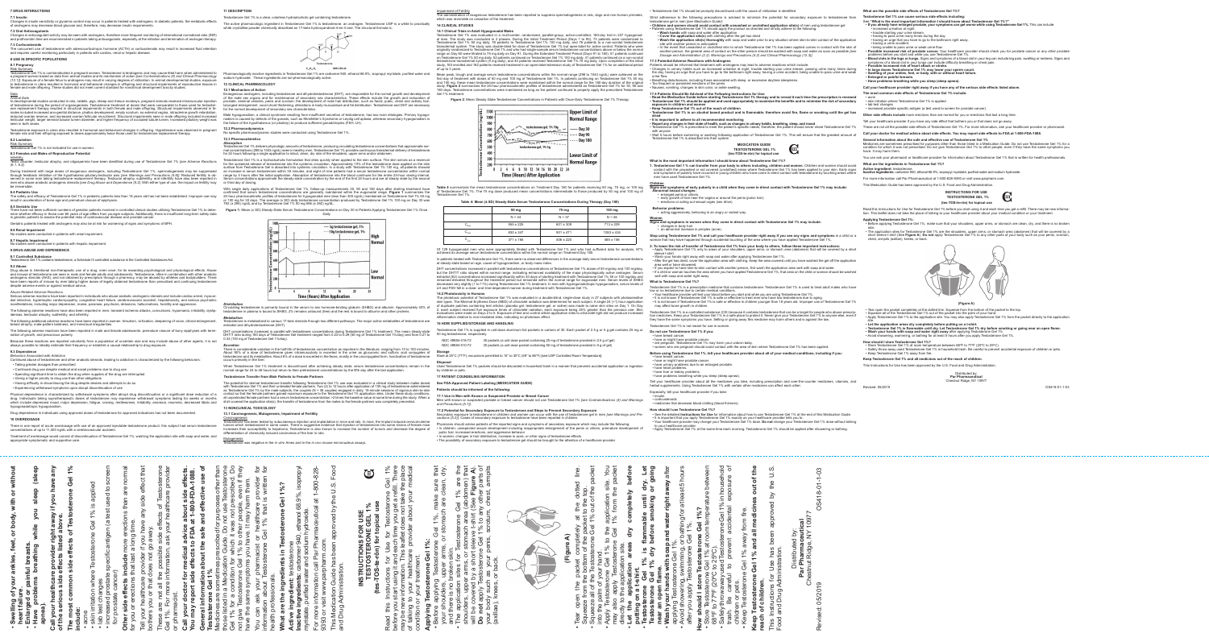## 7 DRUG INTERACTIONS

### 7.1 Insulin

Changes in insulin sensitivity or glycemic control may occur in patients treated with androgens. In diabetic patients, the metabolic effects of androgens may decrease blood glucose and, therefore, may decrease insulin requirements.

### 7.2 Oral Anticoagulants

Changes in anticoagulant activity may be seen with androgens, therefore more frequent monitoring of international normalized ratio (INR) and prothrombin time are recommended in patients taking anticoagulants, especially at the initiation and termination of androgen therapy.

### 7.3 Corticosteroids

The concurrent use of testosterone with adrenocorticotropic hormone (ACTH) or corticosteroids may result in increased fluid retention and requires careful monitoring particularly in patients with cardiac, renal or hepatic disease.

## 8 USE IN SPECIFIC POPULATIONS

### 8.1 Pregnancy

### 8.2 Lactation

### 8.4 Pediatric Use

### 8.5 Geriatric Use

### 8.6 Renal Impairment

No studies were conducted in patients with renal impairment.

### 8.7 Hepatic Impairment

No studies were conducted in patients with hepatic impairment.

## 9 DRUG ABUSE AND DEPENDENCE

### 9.1 Controlled Substance

Testosterone Gel 1% contains testosterone, a Schedule III controlled substance in the Controlled Substances Act.

### 9.2 Abuse

### 9.3 Dependence

## 10 OVERDOSAGE

## 11 DESCRIPTION

Testosterone Gel 1% is a clear, colorless hydroalcoholic gel containing testosterone.

## 12 CLINICAL PHARMACOLOGY

### 12.1 Mechanism of Action

### 12.2 Pharmacodynamics

### 12.3 Pharmacokinetics

Figure 1: Mean (± SD) Steady-State Serum Testosterone Concentrations on Day 30 in Patients Applying Testosterone Gel 1% Once Daily

## 13 NONCLINICAL TOXICOLOGY

### 13.1 Carcinogenesis, Mutagenesis, Impairment of Fertility

## 14 CLINICAL STUDIES

### 14.1 Clinical Trials in Adult Hypogonadal Males

Figure 2: Mean Steady-State Testosterone Concentrations in Patients with Once-Daily Testosterone Gel 1% Therapy

Upper Limit of Normal Range

Day 30

Day 90

Day 180

Lower Limit of Normal Range

Time (Hours) After Application

Table 4: Mean (± SD) Steady-State Serum Testosterone Concentrations During Therapy (Day 180)

| | 50 mg | 75 mg | 100 mg |
|---|---|---|---|
| | N = 34 | N = 37 | N = 48 |
| $C_{avg}$ | | | |
| $C_{max}$ | | | |
| $C_{min}$ | | | |

### 14.2 Phototoxicity in Humans

## 16 HOW SUPPLIED/STORAGE AND HANDLING

Storage

Disposal

## 17 PATIENT COUNSELING INFORMATION

### 17.1 Use in Men with Known or Suspected Prostate or Breast Cancer

### 17.2 Potential for Secondary Exposure to Testosterone and Steps to Prevent Secondary Exposure

### 17.3 Potential Adverse Reactions with Androgens

### 17.4 Patients Should be Advised of the Following Instructions for Use

MEDICATION GUIDE
TESTOSTERONE GEL 1%
(tes-TOS-te-rone) for topical use CIII

**What is the most important information I should know about Testosterone Gel 1%?**

**What is Testosterone Gel 1%?**

**Do not use Testosterone Gel 1% if you:**

**Before using Testosterone Gel 1%, tell your healthcare provider about all of your medical conditions, including if you:**

**How should I use Testosterone Gel 1%?**

**What are the possible side effects of Testosterone Gel 1%?**

- **Swelling of your ankles, feet, or body, with or without heart failure.**
- **Enlarged or painful breasts.**
- **Have problems breathing while you sleep (sleep apnea).**

**Call your healthcare provider right away if you have any of the serious side effects listed above.**

**The most common side effects of Testosterone Gel 1% include:**

- acne
- skin irritation where Testosterone Gel 1% is applied
- lab test changes
- increased prostate specific antigen (a test used to screen for prostate cancer)

**Other side effects include more erections than are normal for you or erections that last a long time.**

Tell your healthcare provider if you have any side effect that bothers you or that does not go away.

These are not all the possible side effects of Testosterone Gel 1%. For more information, ask your healthcare provider or pharmacist.

**Call your doctor for medical advice about side effects. You may report side effects to FDA at 1-800-FDA-1088.**

**General information about the safe and effective use of Testosterone Gel 1%.**

Medicines are sometimes prescribed for purposes other than those listed in a Medication Guide. Do not use Testosterone Gel 1% for a condition for which it was not prescribed. Do not give Testosterone Gel 1% to other people, even if they have the same symptoms you have. It may harm them.

You can ask your pharmacist or healthcare provider for information about Testosterone Gel 1% that is written for health professionals.

**What are the ingredients in Testosterone Gel 1%?**

**Active ingredient:** testosterone

**Inactive ingredients:** carbomer 940, ethanol 68.9%, isopropyl myristate, purified water and sodium hydroxide.

For more information call Perrigo Pharmaceuticals at 1-800-828-9393 or visit www.perrigo.com.

This Medication Guide has been approved by the U.S. Food and Drug Administration.

**INSTRUCTIONS FOR USE**
**TESTOSTERONE GEL 1%**
**(tes-TOS-te-rone) for topical use**

Read this Instructions for Use for Testosterone Gel 1% before you start using it and each time you get a refill. There may be new information. This leaflet does not take the place of talking to your healthcare provider about your medical condition or your treatment.

**Applying Testosterone Gel 1%:**

- Before applying Testosterone Gel 1%, make sure that your shoulders, upper arms, or stomach are clean, dry, and there is no broken skin.
- The application sites for Testosterone Gel 1% are the shoulders, upper arms, or stomach area (abdomen) that will be covered by a short sleeve t-shirt (See Figure A). **Do not** apply Testosterone Gel 1% to any other parts of your body such as your penis, scrotum, chest, armpits (underarms), knees, or back.

(Figure A)

- Tear open the packet completely at the dotted line. Squeeze from the bottom of the packet to the top.
- Squeeze all of the Testosterone Gel 1% out of the packet into the palm of your hand.
- Apply Testosterone Gel 1% to the application site. You may also apply Testosterone Gel 1% from the packet directly to the application site.
- **Let the application area dry completely before putting on a t-shirt.**
- **Testosterone Gel 1% is flammable until dry. Let Testosterone Gel 1% dry before smoking or going near an open flame.**
- **Wash your hands with soap and water right away** after applying Testosterone Gel 1%.
- Avoid showering, swimming, or bathing for at least 5 hours after you apply Testosterone Gel 1%.

**How should I store Testosterone Gel 1%?**

- Store Testosterone Gel 1% at room temperature between 68°F to 77°F (20°C to 25°C).
- Safely throw away used Testosterone Gel 1% in household trash. Be careful to prevent accidental exposure of children or pets.
- Keep Testosterone Gel 1% away from fire.

**Keep Testosterone Gel 1% and all medicines out of the reach of children.**

This Instructions for Use has been approved by the U.S. Food and Drug Administration.

Distributed By:
Perrigo®
Chestnut Ridge, NY 10977

Revised: 05/2019

OS418-01-1-03